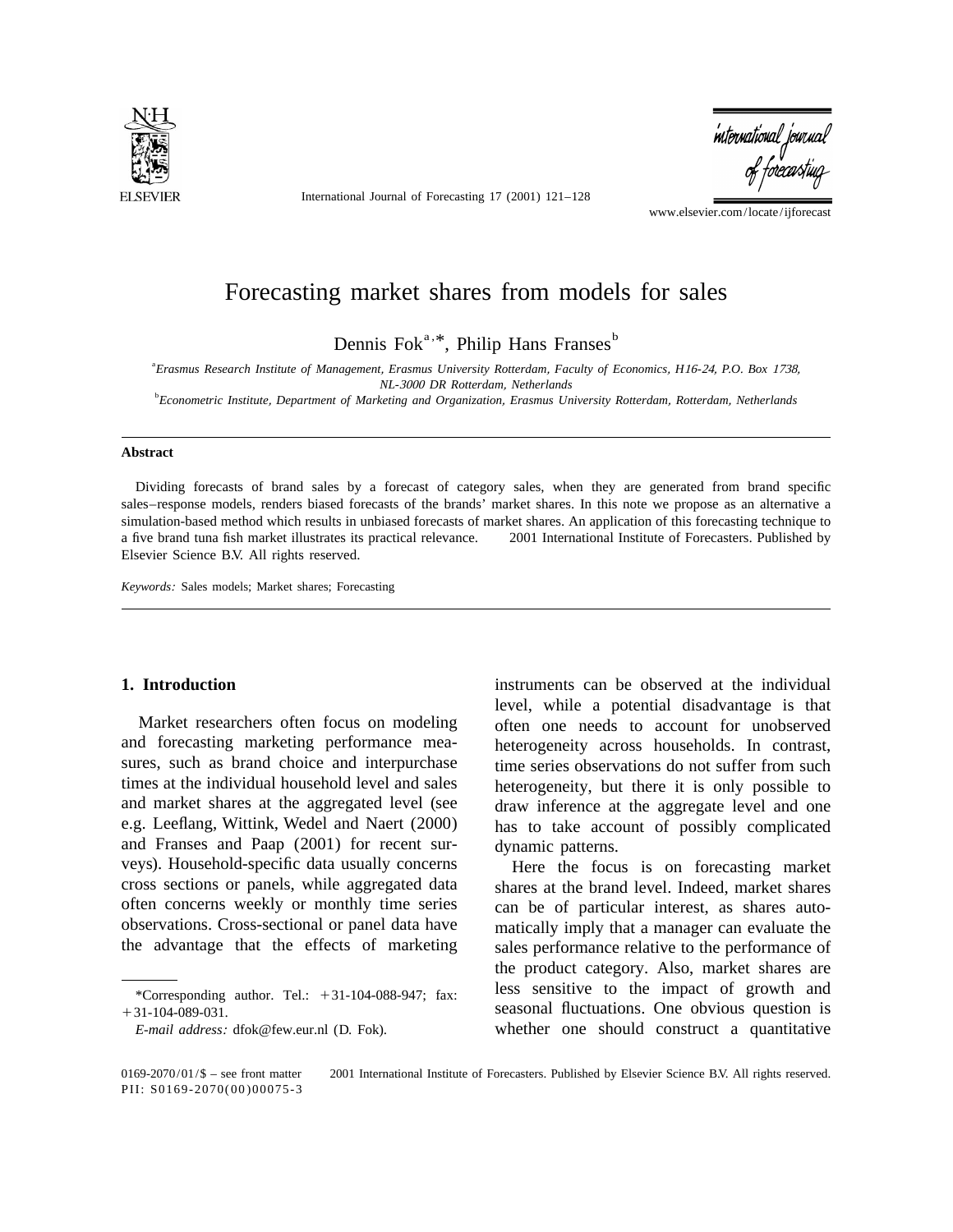# Forecasting market shares from models for sales

Dennis Fok[a,*], Philip Hans Franses[b]

[a]*Erasmus Research Institute of Management, Erasmus University Rotterdam, Faculty of Economics, H16-24, P.O. Box 1738, NL-3000 DR Rotterdam, Netherlands*

[b]*Econometric Institute, Department of Marketing and Organization, Erasmus University Rotterdam, Rotterdam, Netherlands*

---

**Abstract**

Dividing forecasts of brand sales by a forecast of category sales, when they are generated from brand specific sales–response models, renders biased forecasts of the brands' market shares. In this note we propose as an alternative a simulation-based method which results in unbiased forecasts of market shares. An application of this forecasting technique to a five brand tuna fish market illustrates its practical relevance. © 2001 International Institute of Forecasters. Published by Elsevier Science B.V. All rights reserved.

*Keywords:* Sales models; Market shares; Forecasting

---

## 1. Introduction

Market researchers often focus on modeling and forecasting marketing performance measures, such as brand choice and interpurchase times at the individual household level and sales and market shares at the aggregated level (see e.g. Leeflang, Wittink, Wedel and Naert (2000) and Franses and Paap (2001) for recent surveys). Household-specific data usually concerns cross sections or panels, while aggregated data often concerns weekly or monthly time series observations. Cross-sectional or panel data have the advantage that the effects of marketing instruments can be observed at the individual level, while a potential disadvantage is that often one needs to account for unobserved heterogeneity across households. In contrast, time series observations do not suffer from such heterogeneity, but there it is only possible to draw inference at the aggregate level and one has to take account of possibly complicated dynamic patterns.

Here the focus is on forecasting market shares at the brand level. Indeed, market shares can be of particular interest, as shares automatically imply that a manager can evaluate the sales performance relative to the performance of the product category. Also, market shares are less sensitive to the impact of growth and seasonal fluctuations. One obvious question is whether one should construct a quantitative

---

*Corresponding author. Tel.: +31-104-088-947; fax: +31-104-089-031.

*E-mail address:* dfok@few.eur.nl (D. Fok).

0169-2070/01/$ – see front matter © 2001 International Institute of Forecasters. Published by Elsevier Science B.V. All rights reserved.
PII: S0169-2070(00)00075-3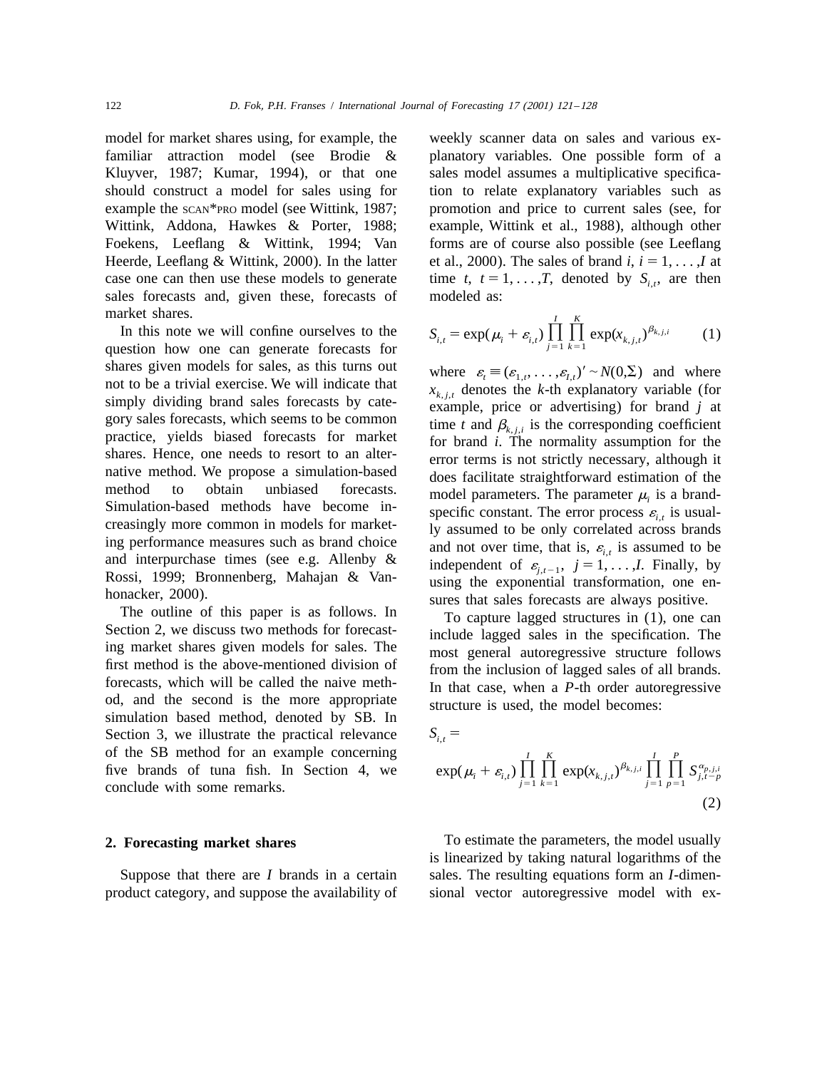model for market shares using, for example, the familiar attraction model (see Brodie & Kluyver, 1987; Kumar, 1994), or that one should construct a model for sales using for example the SCAN*PRO model (see Wittink, 1987; Wittink, Addona, Hawkes & Porter, 1988; Foekens, Leeflang & Wittink, 1994; Van Heerde, Leeflang & Wittink, 2000). In the latter case one can then use these models to generate sales forecasts and, given these, forecasts of market shares.

In this note we will confine ourselves to the question how one can generate forecasts for shares given models for sales, as this turns out not to be a trivial exercise. We will indicate that simply dividing brand sales forecasts by category sales forecasts, which seems to be common practice, yields biased forecasts for market shares. Hence, one needs to resort to an alternative method. We propose a simulation-based method to obtain unbiased forecasts. Simulation-based methods have become increasingly more common in models for marketing performance measures such as brand choice and interpurchase times (see e.g. Allenby & Rossi, 1999; Bronnenberg, Mahajan & Vanhonacker, 2000).

The outline of this paper is as follows. In Section 2, we discuss two methods for forecasting market shares given models for sales. The first method is the above-mentioned division of forecasts, which will be called the naive method, and the second is the more appropriate simulation based method, denoted by SB. In Section 3, we illustrate the practical relevance of the SB method for an example concerning five brands of tuna fish. In Section 4, we conclude with some remarks.

## 2. Forecasting market shares

Suppose that there are $I$ brands in a certain product category, and suppose the availability of weekly scanner data on sales and various explanatory variables. One possible form of a sales model assumes a multiplicative specification to relate explanatory variables such as promotion and price to current sales (see, for example, Wittink et al., 1988), although other forms are of course also possible (see Leeflang et al., 2000). The sales of brand $i$, $i = 1, \ldots, I$ at time $t$, $t = 1, \ldots, T$, denoted by $S_{i,t}$, are then modeled as:

$$S_{i,t} = \exp(\mu_i + \varepsilon_{i,t}) \prod_{j=1}^{I} \prod_{k=1}^{K} \exp(x_{k,j,t})^{\beta_{k,j,i}} \tag{1}$$

where $\varepsilon_t \equiv (\varepsilon_{1,t}, \ldots, \varepsilon_{I,t})' \sim N(0, \Sigma)$ and where $x_{k,j,t}$ denotes the $k$-th explanatory variable (for example, price or advertising) for brand $j$ at time $t$ and $\beta_{k,j,i}$ is the corresponding coefficient for brand $i$. The normality assumption for the error terms is not strictly necessary, although it does facilitate straightforward estimation of the model parameters. The parameter $\mu_i$ is a brand-specific constant. The error process $\varepsilon_{i,t}$ is usually assumed to be only correlated across brands and not over time, that is, $\varepsilon_{i,t}$ is assumed to be independent of $\varepsilon_{j,t-1}$, $j = 1, \ldots, I$. Finally, by using the exponential transformation, one ensures that sales forecasts are always positive.

To capture lagged structures in (1), one can include lagged sales in the specification. The most general autoregressive structure follows from the inclusion of lagged sales of all brands. In that case, when a $P$-th order autoregressive structure is used, the model becomes:

$$S_{i,t} = \exp(\mu_i + \varepsilon_{i,t}) \prod_{j=1}^{I} \prod_{k=1}^{K} \exp(x_{k,j,t})^{\beta_{k,j,i}} \prod_{j=1}^{I} \prod_{p=1}^{P} S_{j,t-p}^{\alpha_{p,j,i}} \tag{2}$$

To estimate the parameters, the model usually is linearized by taking natural logarithms of the sales. The resulting equations form an $I$-dimensional vector autoregressive model with ex-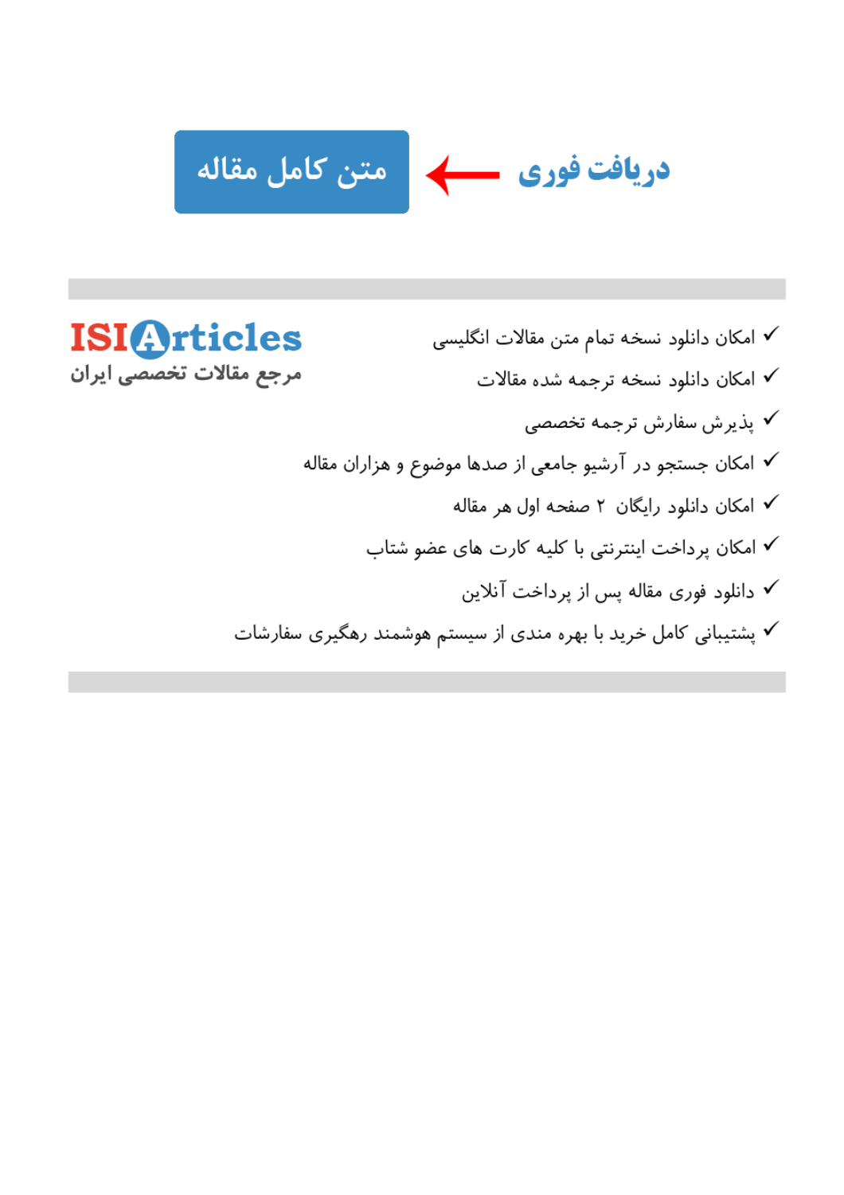دریافت فوری ← متن کامل مقاله

**ISIArticles**
مرجع مقالات تخصصی ایران

- ✓ امکان دانلود نسخه تمام متن مقالات انگلیسی
- ✓ امکان دانلود نسخه ترجمه شده مقالات
- ✓ پذیرش سفارش ترجمه تخصصی
- ✓ امکان جستجو در آرشیو جامعی از صدها موضوع و هزاران مقاله
- ✓ امکان دانلود رایگان ۲ صفحه اول هر مقاله
- ✓ امکان پرداخت اینترنتی با کلیه کارت های عضو شتاب
- ✓ دانلود فوری مقاله پس از پرداخت آنلاین
- ✓ پشتیبانی کامل خرید با بهره مندی از سیستم هوشمند رهگیری سفارشات